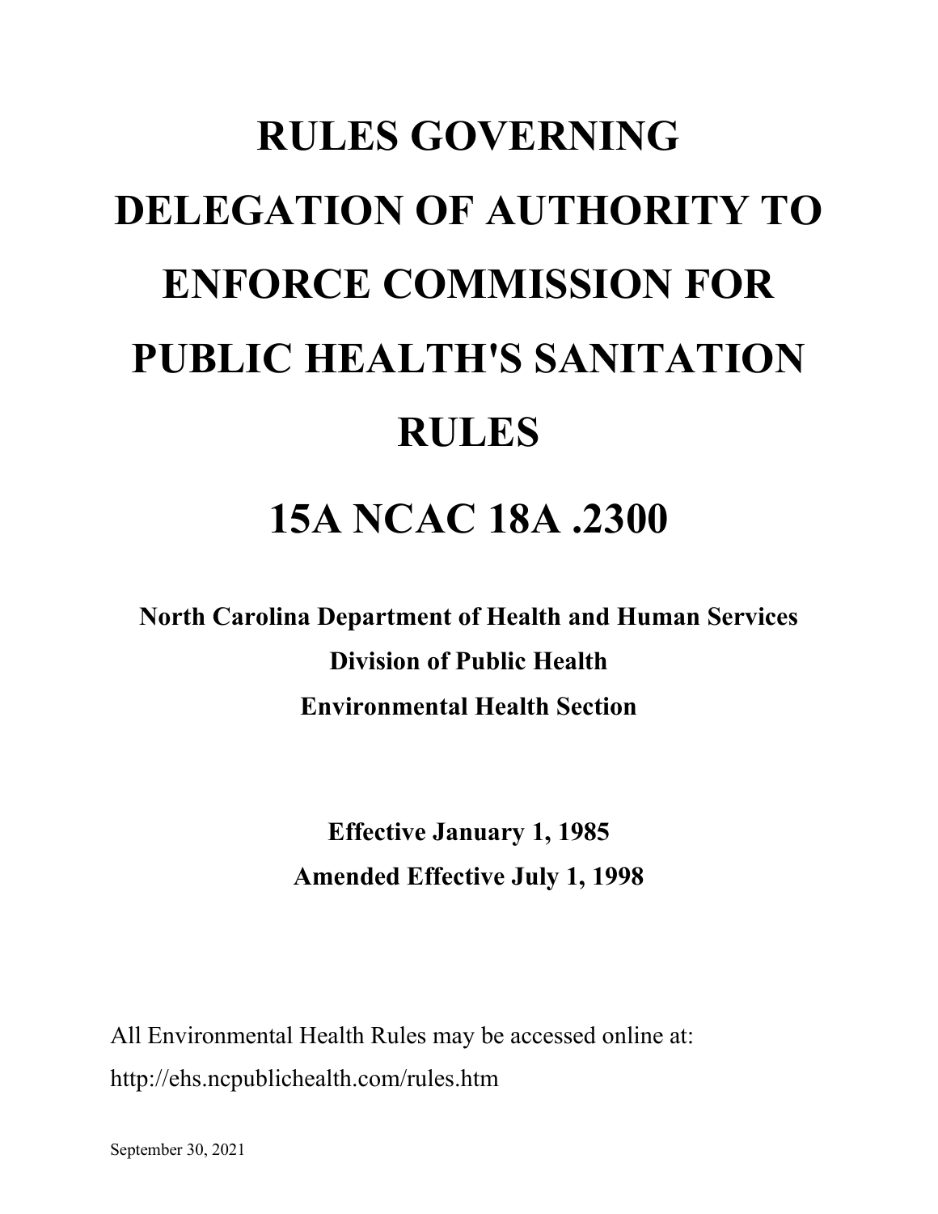# RULES GOVERNING DELEGATION OF AUTHORITY TO ENFORCE COMMISSION FOR PUBLIC HEALTH'S SANITATION RULES

# 15A NCAC 18A .2300

**North Carolina Department of Health and Human Services**
**Division of Public Health**
**Environmental Health Section**

**Effective January 1, 1985**
**Amended Effective July 1, 1998**

All Environmental Health Rules may be accessed online at:
http://ehs.ncpublichealth.com/rules.htm

September 30, 2021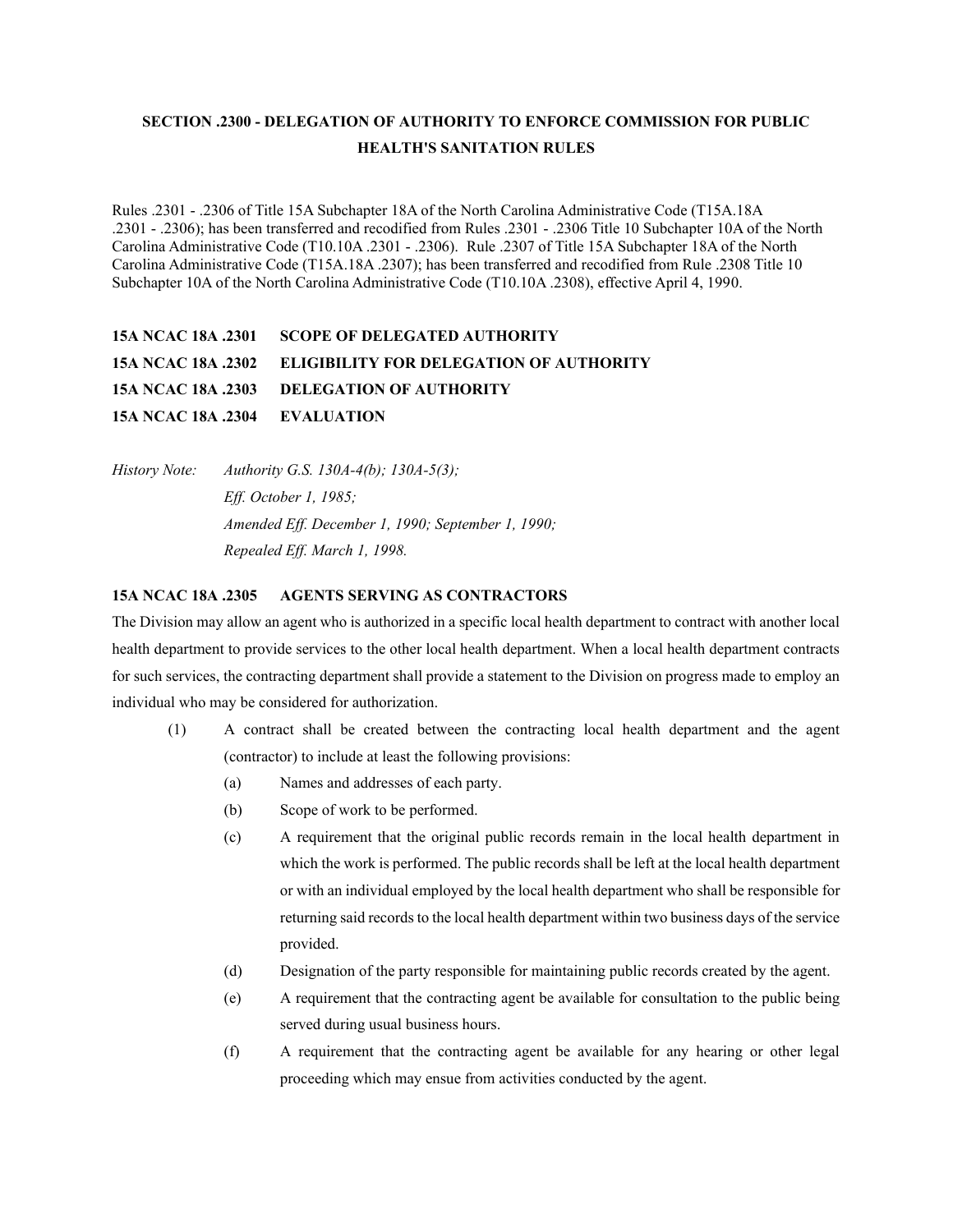## SECTION .2300 - DELEGATION OF AUTHORITY TO ENFORCE COMMISSION FOR PUBLIC HEALTH'S SANITATION RULES

Rules .2301 - .2306 of Title 15A Subchapter 18A of the North Carolina Administrative Code (T15A.18A .2301 - .2306); has been transferred and recodified from Rules .2301 - .2306 Title 10 Subchapter 10A of the North Carolina Administrative Code (T10.10A .2301 - .2306). Rule .2307 of Title 15A Subchapter 18A of the North Carolina Administrative Code (T15A.18A .2307); has been transferred and recodified from Rule .2308 Title 10 Subchapter 10A of the North Carolina Administrative Code (T10.10A .2308), effective April 4, 1990.

**15A NCAC 18A .2301 SCOPE OF DELEGATED AUTHORITY**

**15A NCAC 18A .2302 ELIGIBILITY FOR DELEGATION OF AUTHORITY**

**15A NCAC 18A .2303 DELEGATION OF AUTHORITY**

**15A NCAC 18A .2304 EVALUATION**

*History Note: Authority G.S. 130A-4(b); 130A-5(3);*
*Eff. October 1, 1985;*
*Amended Eff. December 1, 1990; September 1, 1990;*
*Repealed Eff. March 1, 1998.*

**15A NCAC 18A .2305 AGENTS SERVING AS CONTRACTORS**

The Division may allow an agent who is authorized in a specific local health department to contract with another local health department to provide services to the other local health department. When a local health department contracts for such services, the contracting department shall provide a statement to the Division on progress made to employ an individual who may be considered for authorization.

(1) A contract shall be created between the contracting local health department and the agent (contractor) to include at least the following provisions:

- (a) Names and addresses of each party.
- (b) Scope of work to be performed.
- (c) A requirement that the original public records remain in the local health department in which the work is performed. The public records shall be left at the local health department or with an individual employed by the local health department who shall be responsible for returning said records to the local health department within two business days of the service provided.
- (d) Designation of the party responsible for maintaining public records created by the agent.
- (e) A requirement that the contracting agent be available for consultation to the public being served during usual business hours.
- (f) A requirement that the contracting agent be available for any hearing or other legal proceeding which may ensue from activities conducted by the agent.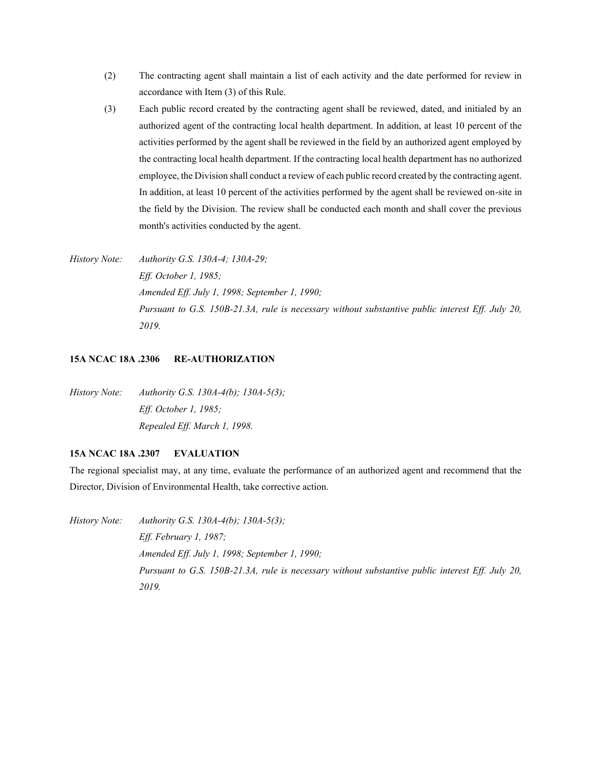(2) The contracting agent shall maintain a list of each activity and the date performed for review in accordance with Item (3) of this Rule.

(3) Each public record created by the contracting agent shall be reviewed, dated, and initialed by an authorized agent of the contracting local health department. In addition, at least 10 percent of the activities performed by the agent shall be reviewed in the field by an authorized agent employed by the contracting local health department. If the contracting local health department has no authorized employee, the Division shall conduct a review of each public record created by the contracting agent. In addition, at least 10 percent of the activities performed by the agent shall be reviewed on-site in the field by the Division. The review shall be conducted each month and shall cover the previous month's activities conducted by the agent.

*History Note: Authority G.S. 130A-4; 130A-29;*
*Eff. October 1, 1985;*
*Amended Eff. July 1, 1998; September 1, 1990;*
*Pursuant to G.S. 150B-21.3A, rule is necessary without substantive public interest Eff. July 20, 2019.*

**15A NCAC 18A .2306 RE-AUTHORIZATION**

*History Note: Authority G.S. 130A-4(b); 130A-5(3);*
*Eff. October 1, 1985;*
*Repealed Eff. March 1, 1998.*

**15A NCAC 18A .2307 EVALUATION**

The regional specialist may, at any time, evaluate the performance of an authorized agent and recommend that the Director, Division of Environmental Health, take corrective action.

*History Note: Authority G.S. 130A-4(b); 130A-5(3);*
*Eff. February 1, 1987;*
*Amended Eff. July 1, 1998; September 1, 1990;*
*Pursuant to G.S. 150B-21.3A, rule is necessary without substantive public interest Eff. July 20, 2019.*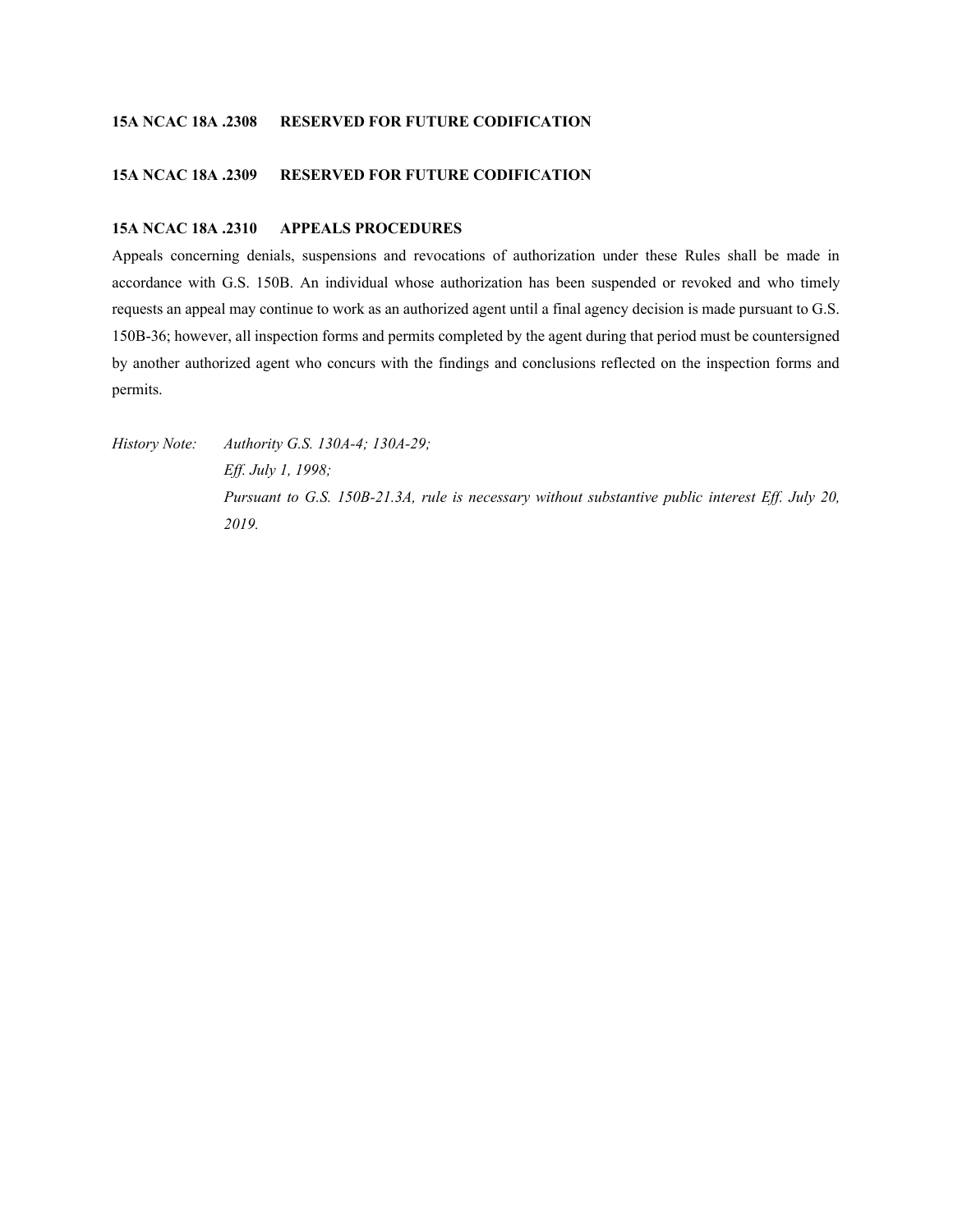**15A NCAC 18A .2308 RESERVED FOR FUTURE CODIFICATION**

**15A NCAC 18A .2309 RESERVED FOR FUTURE CODIFICATION**

**15A NCAC 18A .2310 APPEALS PROCEDURES**

Appeals concerning denials, suspensions and revocations of authorization under these Rules shall be made in accordance with G.S. 150B. An individual whose authorization has been suspended or revoked and who timely requests an appeal may continue to work as an authorized agent until a final agency decision is made pursuant to G.S. 150B-36; however, all inspection forms and permits completed by the agent during that period must be countersigned by another authorized agent who concurs with the findings and conclusions reflected on the inspection forms and permits.

*History Note: Authority G.S. 130A-4; 130A-29;*
*Eff. July 1, 1998;*
*Pursuant to G.S. 150B-21.3A, rule is necessary without substantive public interest Eff. July 20, 2019.*